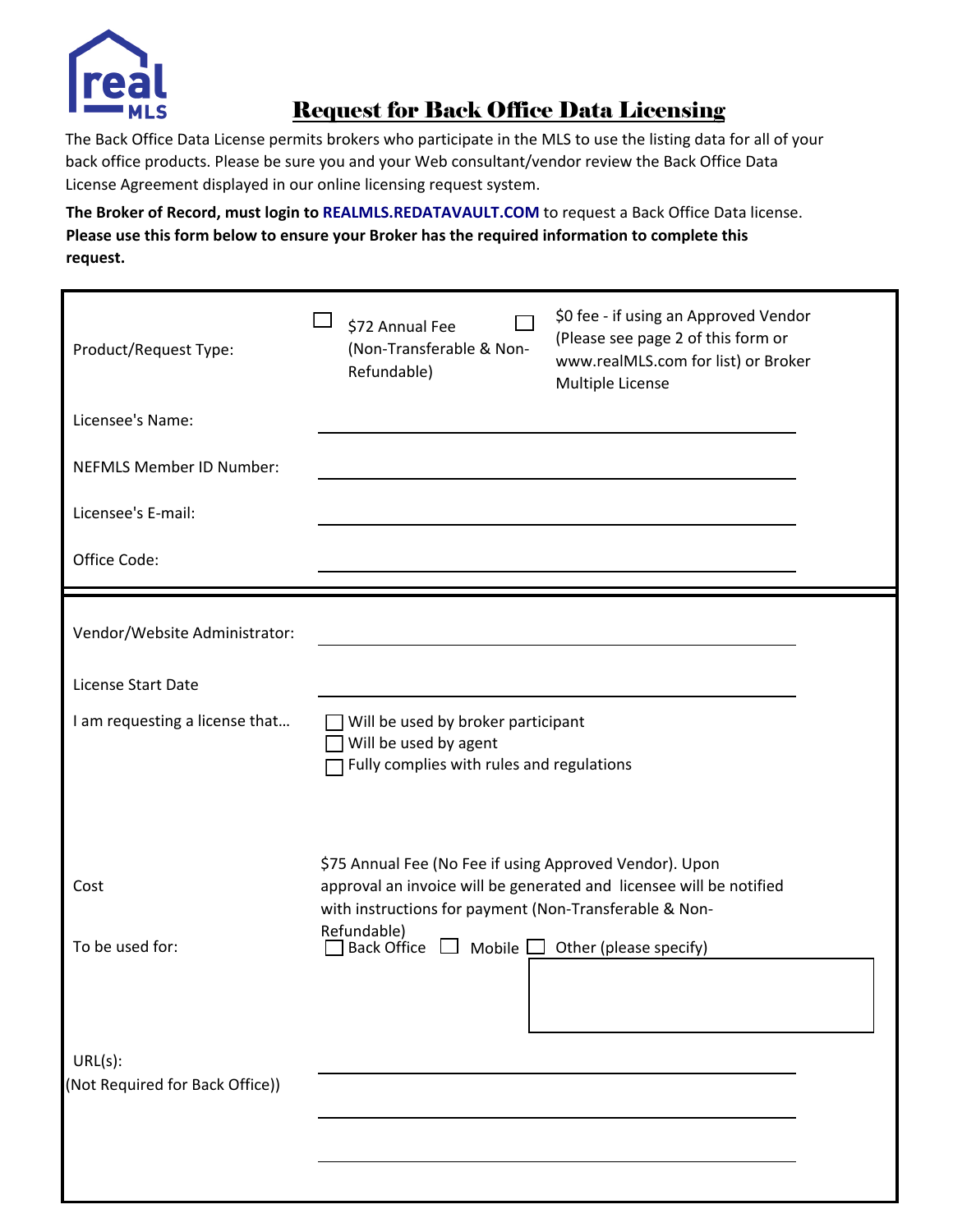real MLS

# Request for Back Office Data Licensing

The Back Office Data License permits brokers who participate in the MLS to use the listing data for all of your back office products. Please be sure you and your Web consultant/vendor review the Back Office Data License Agreement displayed in our online licensing request system.

**The Broker of Record, must login to REALMLS.REDATAVAULT.COM** to request a Back Office Data license. **Please use this form below to ensure your Broker has the required information to complete this request.**

| | |
|---|---|
| Product/Request Type: | ☐ $72 Annual Fee (Non-Transferable & Non-Refundable) ☐ $0 fee - if using an Approved Vendor (Please see page 2 of this form or www.realMLS.com for list) or Broker Multiple License |
| Licensee's Name: | ________________ |
| NEFMLS Member ID Number: | ________________ |
| Licensee's E-mail: | ________________ |
| Office Code: | ________________ |

| | |
|---|---|
| Vendor/Website Administrator: | ________________ |
| License Start Date | ________________ |
| I am requesting a license that… | ☐ Will be used by broker participant<br>☐ Will be used by agent<br>☐ Fully complies with rules and regulations |
| Cost | $75 Annual Fee (No Fee if using Approved Vendor). Upon approval an invoice will be generated and licensee will be notified with instructions for payment (Non-Transferable & Non-Refundable) |
| To be used for: | ☐ Back Office ☐ Mobile ☐ Other (please specify) ________________ |
| URL(s):<br>(Not Required for Back Office)) | ________________<br>________________<br>________________ |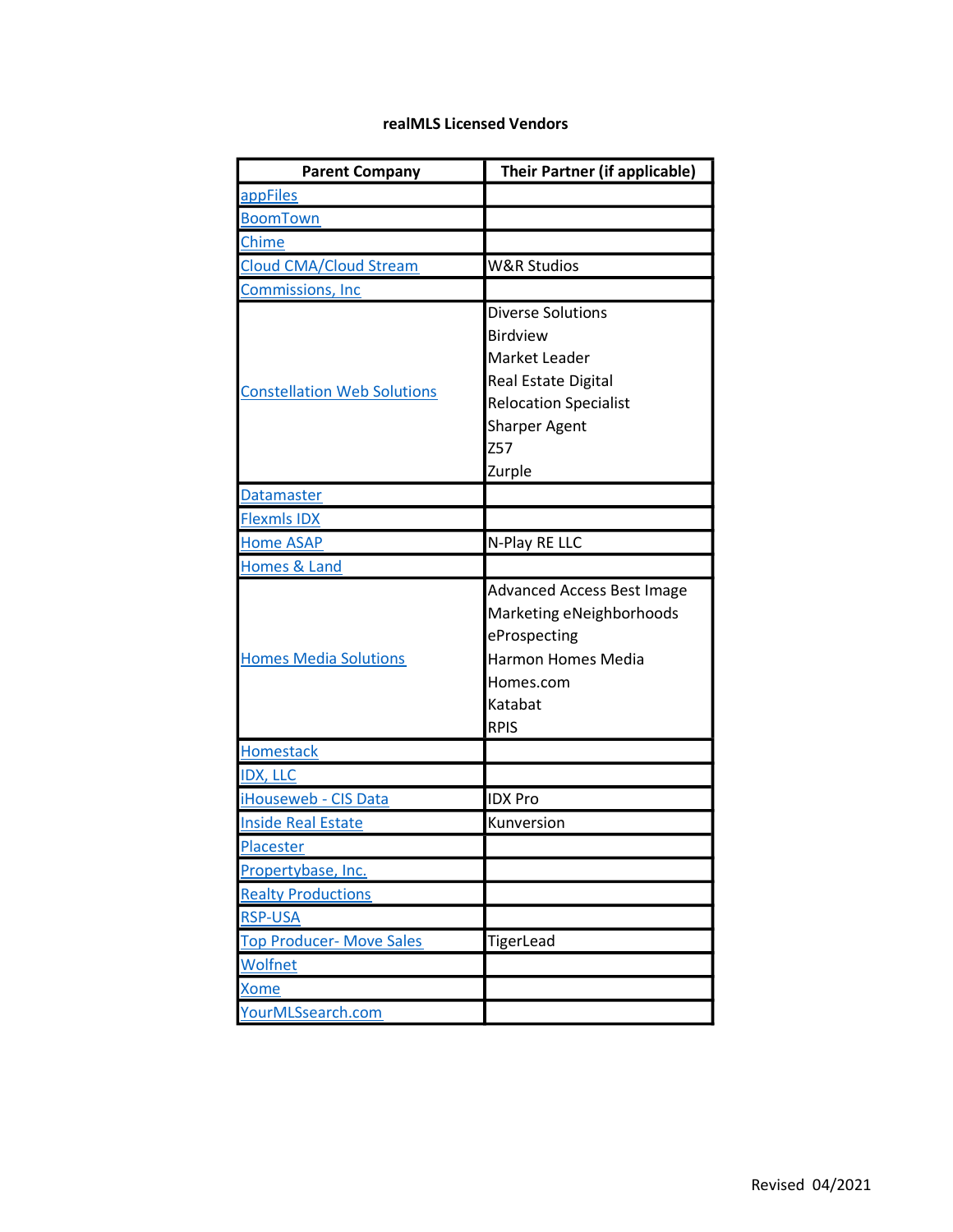**realMLS Licensed Vendors**

| Parent Company | Their Partner (if applicable) |
| --- | --- |
| appFiles | |
| BoomTown | |
| Chime | |
| Cloud CMA/Cloud Stream | W&R Studios |
| Commissions, Inc | |
| Constellation Web Solutions | Diverse Solutions<br>Birdview<br>Market Leader<br>Real Estate Digital<br>Relocation Specialist<br>Sharper Agent<br>Z57<br>Zurple |
| Datamaster | |
| Flexmls IDX | |
| Home ASAP | N-Play RE LLC |
| Homes & Land | |
| Homes Media Solutions | Advanced Access Best Image<br>Marketing eNeighborhoods<br>eProspecting<br>Harmon Homes Media<br>Homes.com<br>Katabat<br>RPIS |
| Homestack | |
| IDX, LLC | |
| iHouseweb - CIS Data | IDX Pro |
| Inside Real Estate | Kunversion |
| Placester | |
| Propertybase, Inc. | |
| Realty Productions | |
| RSP-USA | |
| Top Producer- Move Sales | TigerLead |
| Wolfnet | |
| Xome | |
| YourMLSsearch.com | |

Revised 04/2021